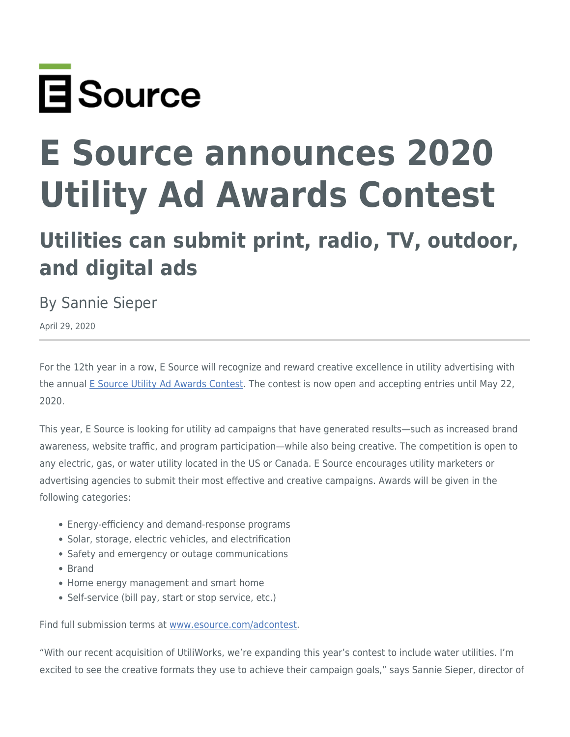E Source

# E Source announces 2020 Utility Ad Awards Contest

## Utilities can submit print, radio, TV, outdoor, and digital ads

By Sannie Sieper

April 29, 2020

---

For the 12th year in a row, E Source will recognize and reward creative excellence in utility advertising with the annual [E Source Utility Ad Awards Contest](). The contest is now open and accepting entries until May 22, 2020.

This year, E Source is looking for utility ad campaigns that have generated results—such as increased brand awareness, website traffic, and program participation—while also being creative. The competition is open to any electric, gas, or water utility located in the US or Canada. E Source encourages utility marketers or advertising agencies to submit their most effective and creative campaigns. Awards will be given in the following categories:

- Energy-efficiency and demand-response programs
- Solar, storage, electric vehicles, and electrification
- Safety and emergency or outage communications
- Brand
- Home energy management and smart home
- Self-service (bill pay, start or stop service, etc.)

Find full submission terms at [www.esource.com/adcontest]().

"With our recent acquisition of UtiliWorks, we're expanding this year's contest to include water utilities. I'm excited to see the creative formats they use to achieve their campaign goals," says Sannie Sieper, director of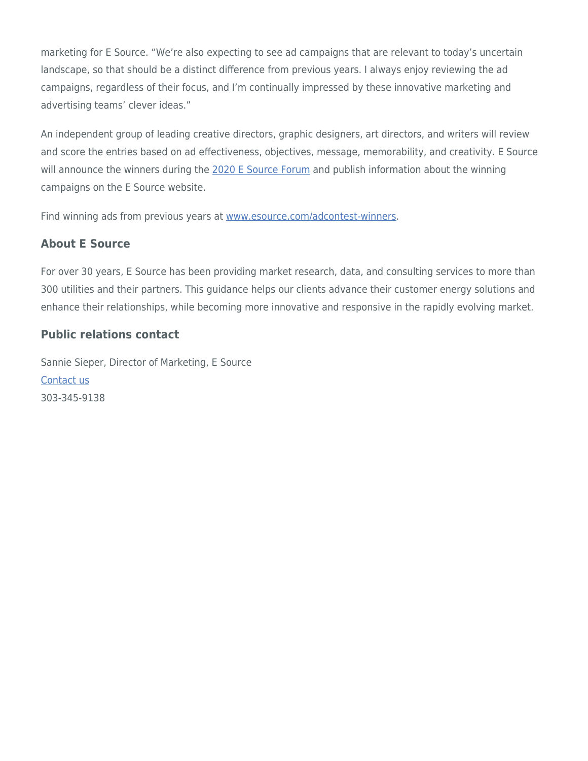marketing for E Source. "We're also expecting to see ad campaigns that are relevant to today's uncertain landscape, so that should be a distinct difference from previous years. I always enjoy reviewing the ad campaigns, regardless of their focus, and I'm continually impressed by these innovative marketing and advertising teams' clever ideas."

An independent group of leading creative directors, graphic designers, art directors, and writers will review and score the entries based on ad effectiveness, objectives, message, memorability, and creativity. E Source will announce the winners during the [2020 E Source Forum](#) and publish information about the winning campaigns on the E Source website.

Find winning ads from previous years at [www.esource.com/adcontest-winners](http://www.esource.com/adcontest-winners).

## About E Source

For over 30 years, E Source has been providing market research, data, and consulting services to more than 300 utilities and their partners. This guidance helps our clients advance their customer energy solutions and enhance their relationships, while becoming more innovative and responsive in the rapidly evolving market.

## Public relations contact

Sannie Sieper, Director of Marketing, E Source
[Contact us](#)
303-345-9138